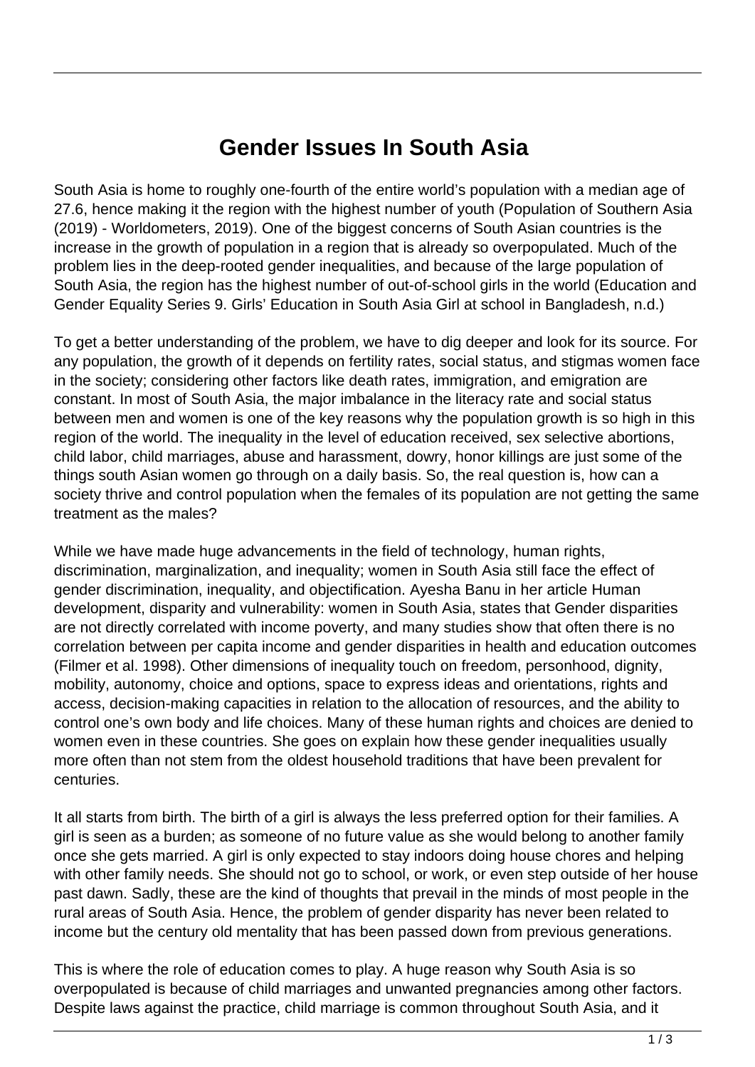# Gender Issues In South Asia

South Asia is home to roughly one-fourth of the entire world's population with a median age of 27.6, hence making it the region with the highest number of youth (Population of Southern Asia (2019) - Worldometers, 2019). One of the biggest concerns of South Asian countries is the increase in the growth of population in a region that is already so overpopulated. Much of the problem lies in the deep-rooted gender inequalities, and because of the large population of South Asia, the region has the highest number of out-of-school girls in the world (Education and Gender Equality Series 9. Girls' Education in South Asia Girl at school in Bangladesh, n.d.)

To get a better understanding of the problem, we have to dig deeper and look for its source. For any population, the growth of it depends on fertility rates, social status, and stigmas women face in the society; considering other factors like death rates, immigration, and emigration are constant. In most of South Asia, the major imbalance in the literacy rate and social status between men and women is one of the key reasons why the population growth is so high in this region of the world. The inequality in the level of education received, sex selective abortions, child labor, child marriages, abuse and harassment, dowry, honor killings are just some of the things south Asian women go through on a daily basis. So, the real question is, how can a society thrive and control population when the females of its population are not getting the same treatment as the males?

While we have made huge advancements in the field of technology, human rights, discrimination, marginalization, and inequality; women in South Asia still face the effect of gender discrimination, inequality, and objectification. Ayesha Banu in her article Human development, disparity and vulnerability: women in South Asia, states that Gender disparities are not directly correlated with income poverty, and many studies show that often there is no correlation between per capita income and gender disparities in health and education outcomes (Filmer et al. 1998). Other dimensions of inequality touch on freedom, personhood, dignity, mobility, autonomy, choice and options, space to express ideas and orientations, rights and access, decision-making capacities in relation to the allocation of resources, and the ability to control one's own body and life choices. Many of these human rights and choices are denied to women even in these countries. She goes on explain how these gender inequalities usually more often than not stem from the oldest household traditions that have been prevalent for centuries.

It all starts from birth. The birth of a girl is always the less preferred option for their families. A girl is seen as a burden; as someone of no future value as she would belong to another family once she gets married. A girl is only expected to stay indoors doing house chores and helping with other family needs. She should not go to school, or work, or even step outside of her house past dawn. Sadly, these are the kind of thoughts that prevail in the minds of most people in the rural areas of South Asia. Hence, the problem of gender disparity has never been related to income but the century old mentality that has been passed down from previous generations.

This is where the role of education comes to play. A huge reason why South Asia is so overpopulated is because of child marriages and unwanted pregnancies among other factors. Despite laws against the practice, child marriage is common throughout South Asia, and it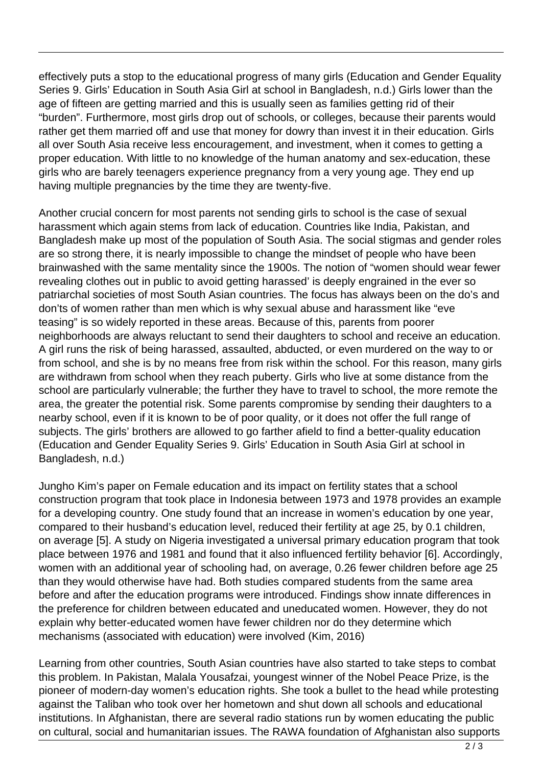effectively puts a stop to the educational progress of many girls (Education and Gender Equality Series 9. Girls' Education in South Asia Girl at school in Bangladesh, n.d.) Girls lower than the age of fifteen are getting married and this is usually seen as families getting rid of their "burden". Furthermore, most girls drop out of schools, or colleges, because their parents would rather get them married off and use that money for dowry than invest it in their education. Girls all over South Asia receive less encouragement, and investment, when it comes to getting a proper education. With little to no knowledge of the human anatomy and sex-education, these girls who are barely teenagers experience pregnancy from a very young age. They end up having multiple pregnancies by the time they are twenty-five.

Another crucial concern for most parents not sending girls to school is the case of sexual harassment which again stems from lack of education. Countries like India, Pakistan, and Bangladesh make up most of the population of South Asia. The social stigmas and gender roles are so strong there, it is nearly impossible to change the mindset of people who have been brainwashed with the same mentality since the 1900s. The notion of "women should wear fewer revealing clothes out in public to avoid getting harassed' is deeply engrained in the ever so patriarchal societies of most South Asian countries. The focus has always been on the do's and don'ts of women rather than men which is why sexual abuse and harassment like "eve teasing" is so widely reported in these areas. Because of this, parents from poorer neighborhoods are always reluctant to send their daughters to school and receive an education. A girl runs the risk of being harassed, assaulted, abducted, or even murdered on the way to or from school, and she is by no means free from risk within the school. For this reason, many girls are withdrawn from school when they reach puberty. Girls who live at some distance from the school are particularly vulnerable; the further they have to travel to school, the more remote the area, the greater the potential risk. Some parents compromise by sending their daughters to a nearby school, even if it is known to be of poor quality, or it does not offer the full range of subjects. The girls' brothers are allowed to go farther afield to find a better-quality education (Education and Gender Equality Series 9. Girls' Education in South Asia Girl at school in Bangladesh, n.d.)

Jungho Kim's paper on Female education and its impact on fertility states that a school construction program that took place in Indonesia between 1973 and 1978 provides an example for a developing country. One study found that an increase in women's education by one year, compared to their husband's education level, reduced their fertility at age 25, by 0.1 children, on average [5]. A study on Nigeria investigated a universal primary education program that took place between 1976 and 1981 and found that it also influenced fertility behavior [6]. Accordingly, women with an additional year of schooling had, on average, 0.26 fewer children before age 25 than they would otherwise have had. Both studies compared students from the same area before and after the education programs were introduced. Findings show innate differences in the preference for children between educated and uneducated women. However, they do not explain why better-educated women have fewer children nor do they determine which mechanisms (associated with education) were involved (Kim, 2016)

Learning from other countries, South Asian countries have also started to take steps to combat this problem. In Pakistan, Malala Yousafzai, youngest winner of the Nobel Peace Prize, is the pioneer of modern-day women's education rights. She took a bullet to the head while protesting against the Taliban who took over her hometown and shut down all schools and educational institutions. In Afghanistan, there are several radio stations run by women educating the public on cultural, social and humanitarian issues. The RAWA foundation of Afghanistan also supports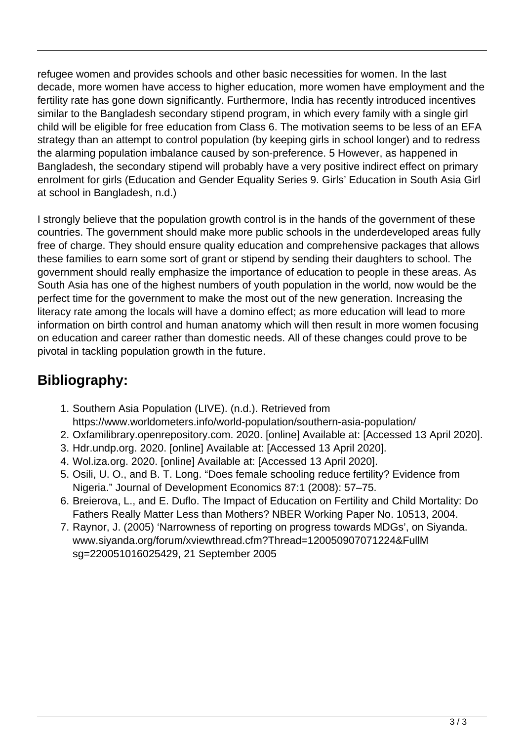refugee women and provides schools and other basic necessities for women. In the last decade, more women have access to higher education, more women have employment and the fertility rate has gone down significantly. Furthermore, India has recently introduced incentives similar to the Bangladesh secondary stipend program, in which every family with a single girl child will be eligible for free education from Class 6. The motivation seems to be less of an EFA strategy than an attempt to control population (by keeping girls in school longer) and to redress the alarming population imbalance caused by son-preference. 5 However, as happened in Bangladesh, the secondary stipend will probably have a very positive indirect effect on primary enrolment for girls (Education and Gender Equality Series 9. Girls' Education in South Asia Girl at school in Bangladesh, n.d.)

I strongly believe that the population growth control is in the hands of the government of these countries. The government should make more public schools in the underdeveloped areas fully free of charge. They should ensure quality education and comprehensive packages that allows these families to earn some sort of grant or stipend by sending their daughters to school. The government should really emphasize the importance of education to people in these areas. As South Asia has one of the highest numbers of youth population in the world, now would be the perfect time for the government to make the most out of the new generation. Increasing the literacy rate among the locals will have a domino effect; as more education will lead to more information on birth control and human anatomy which will then result in more women focusing on education and career rather than domestic needs. All of these changes could prove to be pivotal in tackling population growth in the future.

## Bibliography:

1. Southern Asia Population (LIVE). (n.d.). Retrieved from https://www.worldometers.info/world-population/southern-asia-population/
2. Oxfamilibrary.openrepository.com. 2020. [online] Available at: [Accessed 13 April 2020].
3. Hdr.undp.org. 2020. [online] Available at: [Accessed 13 April 2020].
4. Wol.iza.org. 2020. [online] Available at: [Accessed 13 April 2020].
5. Osili, U. O., and B. T. Long. "Does female schooling reduce fertility? Evidence from Nigeria." Journal of Development Economics 87:1 (2008): 57–75.
6. Breierova, L., and E. Duflo. The Impact of Education on Fertility and Child Mortality: Do Fathers Really Matter Less than Mothers? NBER Working Paper No. 10513, 2004.
7. Raynor, J. (2005) 'Narrowness of reporting on progress towards MDGs', on Siyanda. www.siyanda.org/forum/xviewthread.cfm?Thread=120050907071224&FullMsg=220051016025429, 21 September 2005